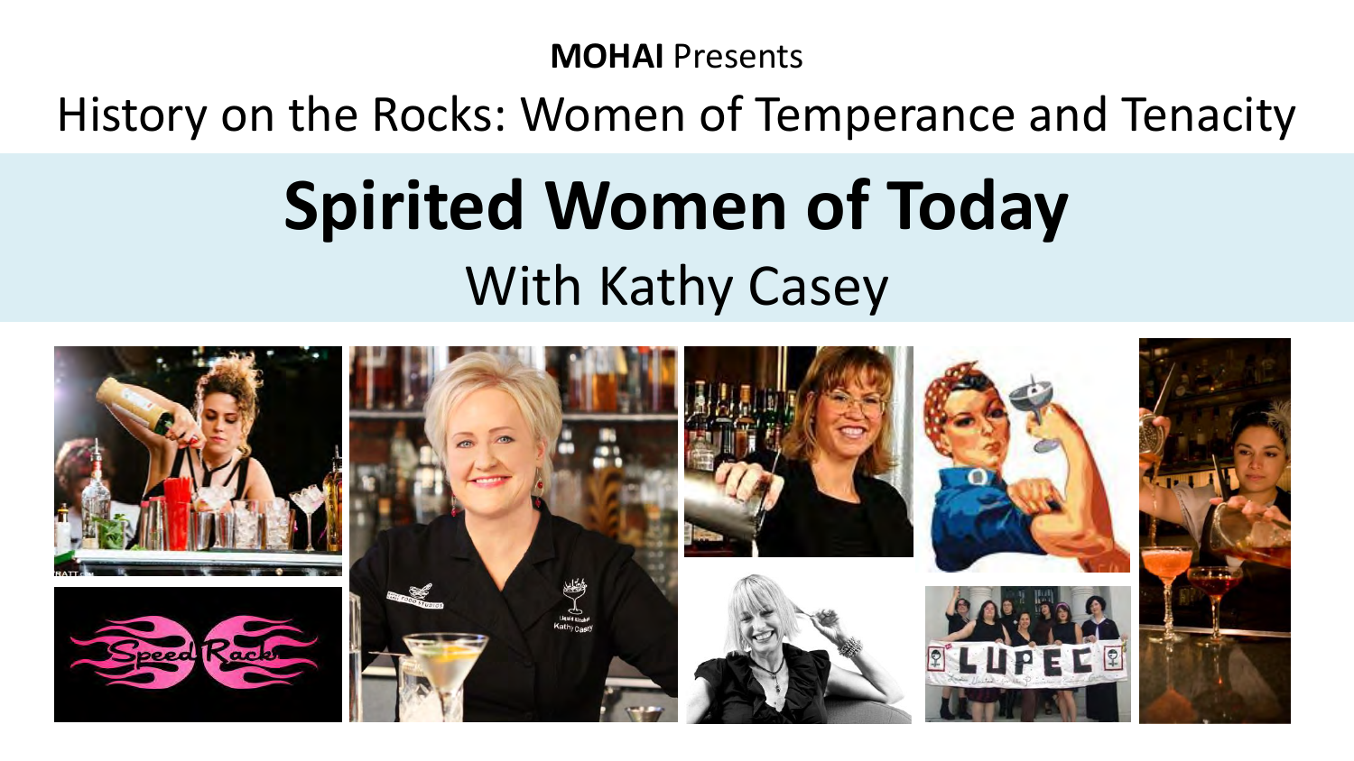**MOHAI** Presents

History on the Rocks: Women of Temperance and Tenacity

# Spirited Women of Today

## With Kathy Casey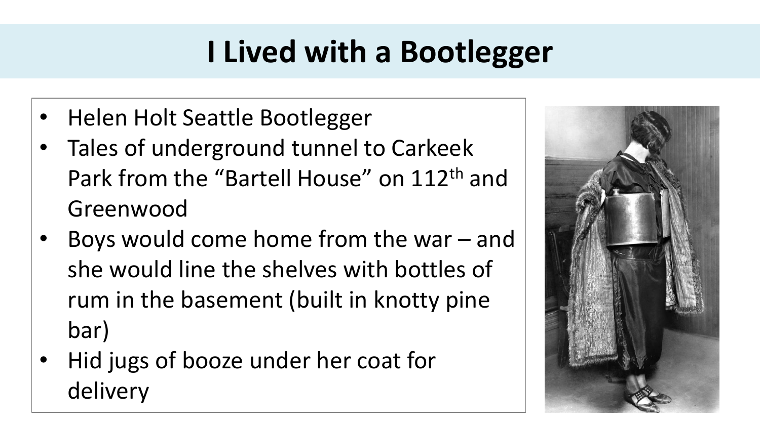# I Lived with a Bootlegger

- Helen Holt Seattle Bootlegger
- Tales of underground tunnel to Carkeek Park from the "Bartell House" on 112th and Greenwood
- Boys would come home from the war – and she would line the shelves with bottles of rum in the basement (built in knotty pine bar)
- Hid jugs of booze under her coat for delivery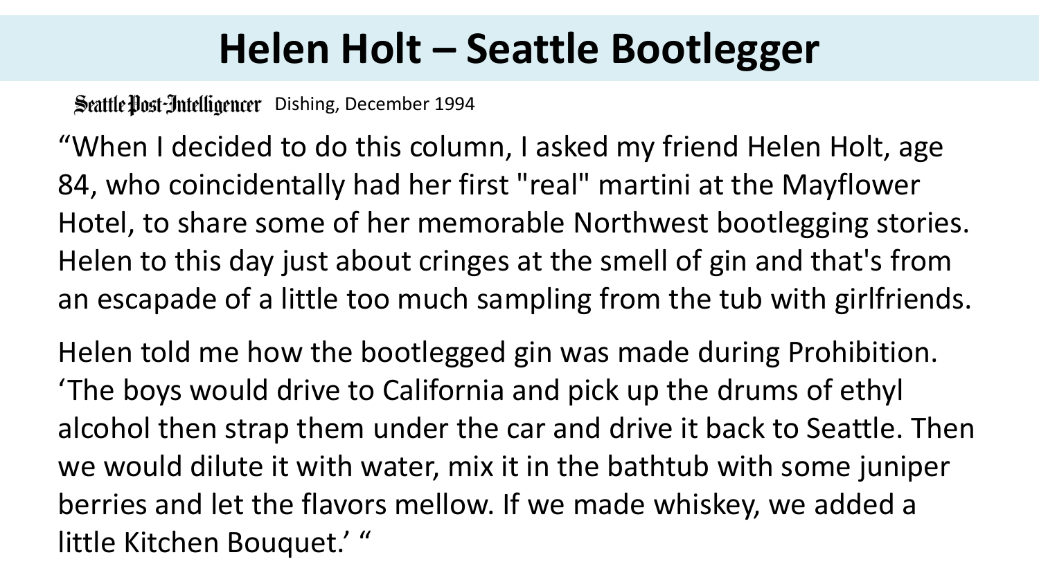# Helen Holt – Seattle Bootlegger

Seattle Post-Intelligencer Dishing, December 1994

“When I decided to do this column, I asked my friend Helen Holt, age 84, who coincidentally had her first "real" martini at the Mayflower Hotel, to share some of her memorable Northwest bootlegging stories. Helen to this day just about cringes at the smell of gin and that's from an escapade of a little too much sampling from the tub with girlfriends.

Helen told me how the bootlegged gin was made during Prohibition. ‘The boys would drive to California and pick up the drums of ethyl alcohol then strap them under the car and drive it back to Seattle. Then we would dilute it with water, mix it in the bathtub with some juniper berries and let the flavors mellow. If we made whiskey, we added a little Kitchen Bouquet.’ “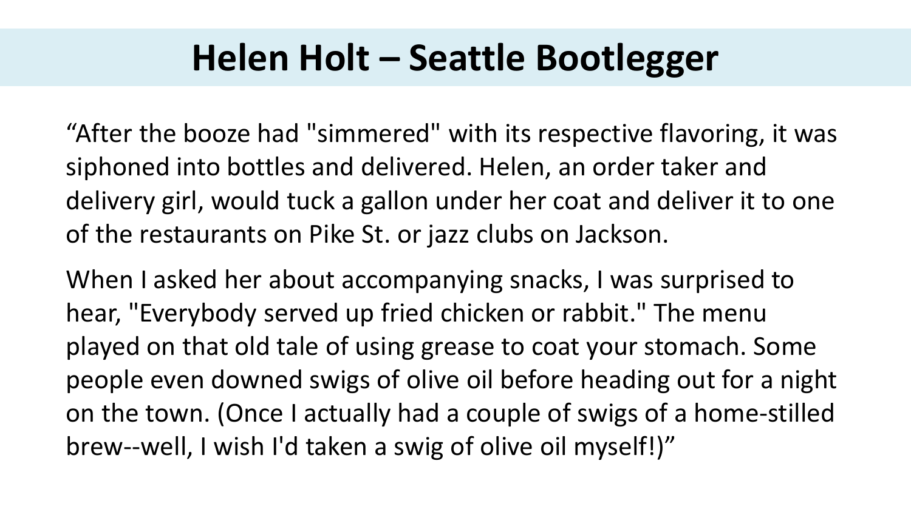# Helen Holt – Seattle Bootlegger

“After the booze had "simmered" with its respective flavoring, it was siphoned into bottles and delivered. Helen, an order taker and delivery girl, would tuck a gallon under her coat and deliver it to one of the restaurants on Pike St. or jazz clubs on Jackson.

When I asked her about accompanying snacks, I was surprised to hear, "Everybody served up fried chicken or rabbit." The menu played on that old tale of using grease to coat your stomach. Some people even downed swigs of olive oil before heading out for a night on the town. (Once I actually had a couple of swigs of a home-stilled brew--well, I wish I'd taken a swig of olive oil myself!)”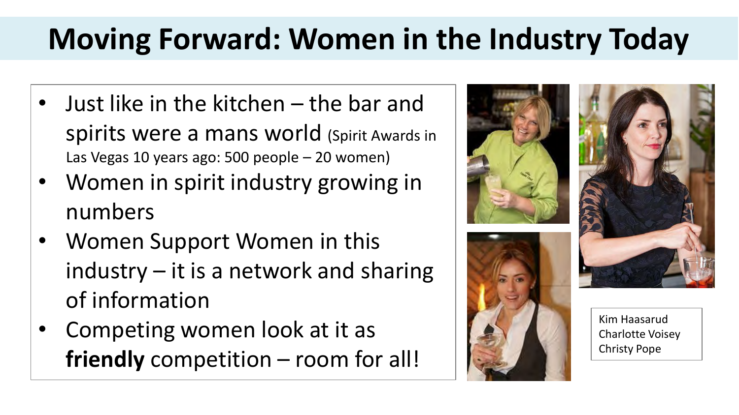# Moving Forward: Women in the Industry Today

- Just like in the kitchen – the bar and spirits were a mans world (Spirit Awards in Las Vegas 10 years ago: 500 people – 20 women)
- Women in spirit industry growing in numbers
- Women Support Women in this industry – it is a network and sharing of information
- Competing women look at it as **friendly** competition – room for all!

Kim Haasarud
Charlotte Voisey
Christy Pope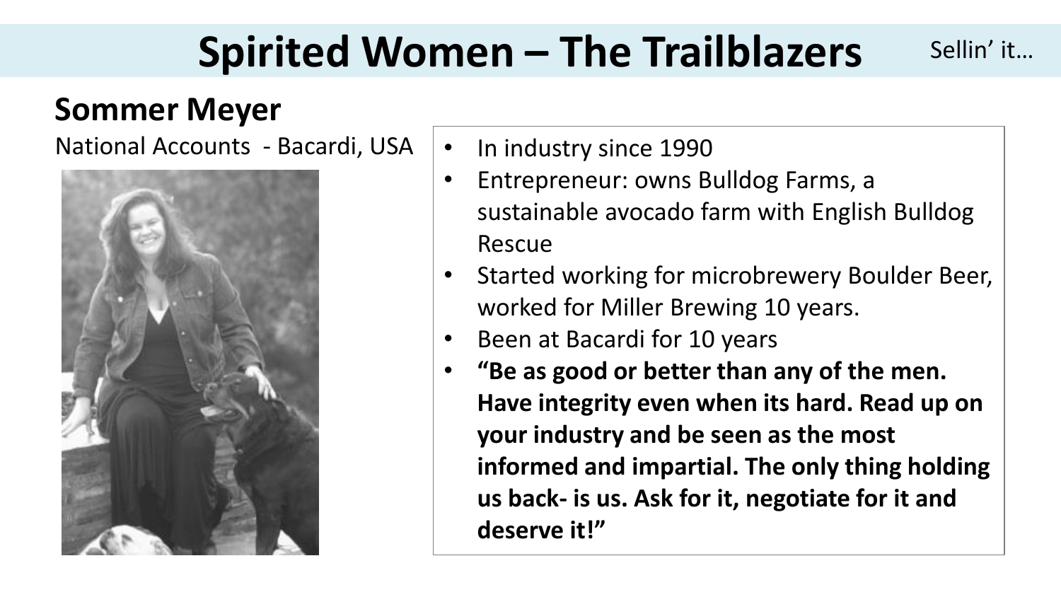# Spirited Women – The Trailblazers

Sellin' it…

## Sommer Meyer

National Accounts - Bacardi, USA

- In industry since 1990
- Entrepreneur: owns Bulldog Farms, a sustainable avocado farm with English Bulldog Rescue
- Started working for microbrewery Boulder Beer, worked for Miller Brewing 10 years.
- Been at Bacardi for 10 years
- **"Be as good or better than any of the men. Have integrity even when its hard. Read up on your industry and be seen as the most informed and impartial. The only thing holding us back- is us. Ask for it, negotiate for it and deserve it!"**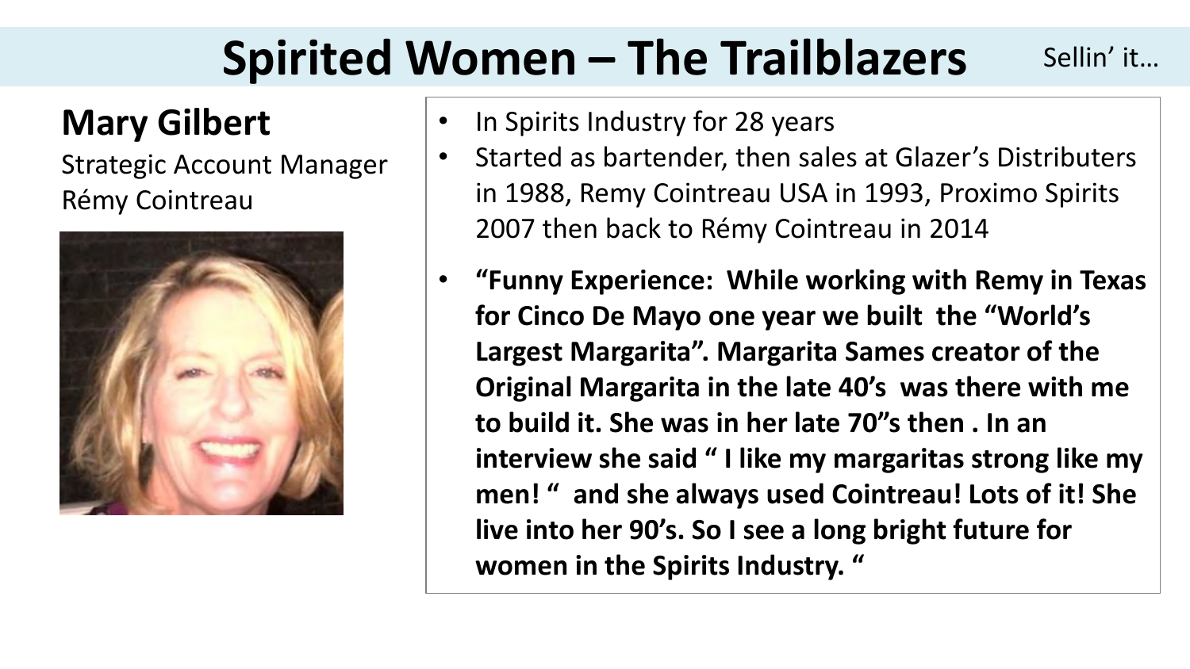# Spirited Women – The Trailblazers

Sellin' it…

## Mary Gilbert

Strategic Account Manager
Rémy Cointreau

- In Spirits Industry for 28 years
- Started as bartender, then sales at Glazer's Distributers in 1988, Remy Cointreau USA in 1993, Proximo Spirits 2007 then back to Rémy Cointreau in 2014
- **"Funny Experience: While working with Remy in Texas for Cinco De Mayo one year we built the "World's Largest Margarita". Margarita Sames creator of the Original Margarita in the late 40's was there with me to build it. She was in her late 70"s then . In an interview she said " I like my margaritas strong like my men! " and she always used Cointreau! Lots of it! She live into her 90's. So I see a long bright future for women in the Spirits Industry. "**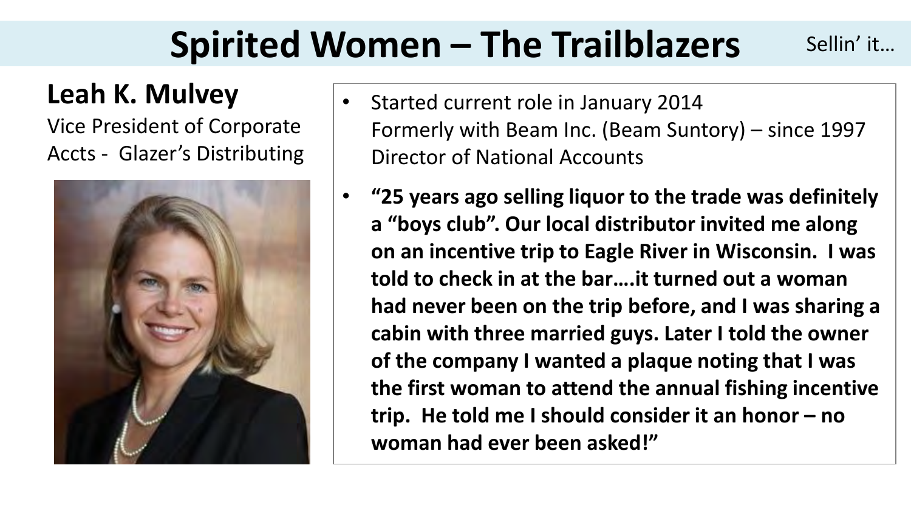# Spirited Women – The Trailblazers

Sellin' it…

## Leah K. Mulvey

Vice President of Corporate Accts - Glazer's Distributing

- Started current role in January 2014
  Formerly with Beam Inc. (Beam Suntory) – since 1997
  Director of National Accounts
- **"25 years ago selling liquor to the trade was definitely a "boys club". Our local distributor invited me along on an incentive trip to Eagle River in Wisconsin. I was told to check in at the bar….it turned out a woman had never been on the trip before, and I was sharing a cabin with three married guys. Later I told the owner of the company I wanted a plaque noting that I was the first woman to attend the annual fishing incentive trip. He told me I should consider it an honor – no woman had ever been asked!"**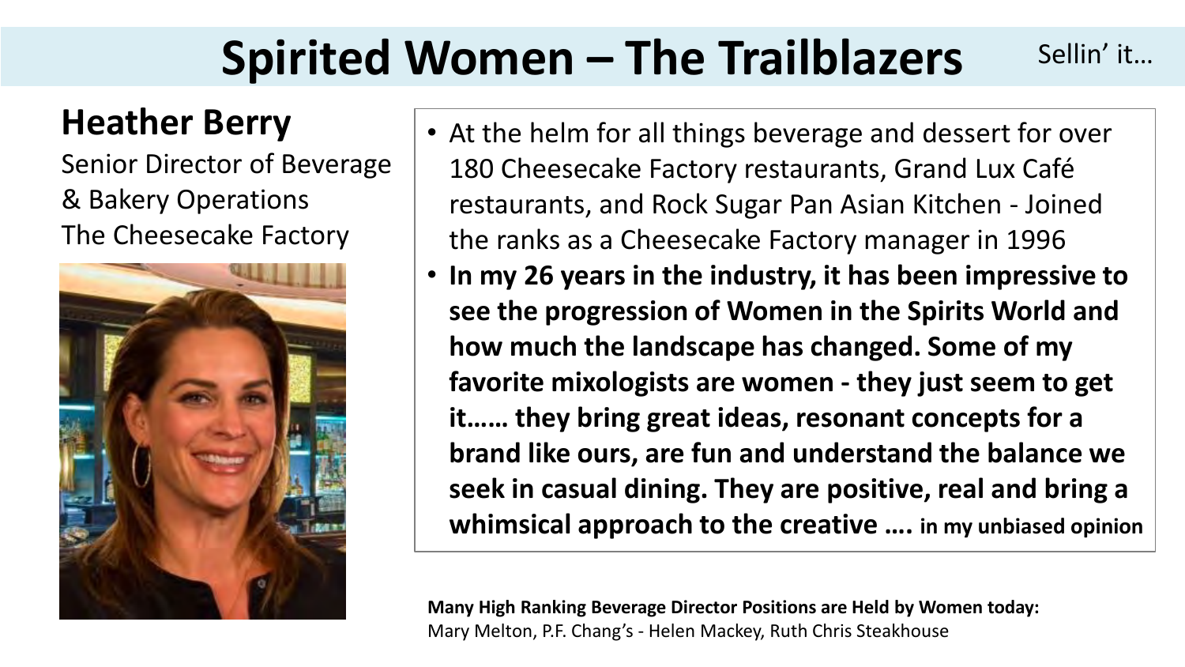# Spirited Women – The Trailblazers

Sellin' it…

## Heather Berry

Senior Director of Beverage & Bakery Operations
The Cheesecake Factory

- At the helm for all things beverage and dessert for over 180 Cheesecake Factory restaurants, Grand Lux Café restaurants, and Rock Sugar Pan Asian Kitchen - Joined the ranks as a Cheesecake Factory manager in 1996
- **In my 26 years in the industry, it has been impressive to see the progression of Women in the Spirits World and how much the landscape has changed. Some of my favorite mixologists are women - they just seem to get it…… they bring great ideas, resonant concepts for a brand like ours, are fun and understand the balance we seek in casual dining. They are positive, real and bring a whimsical approach to the creative …. in my unbiased opinion**

**Many High Ranking Beverage Director Positions are Held by Women today:**
Mary Melton, P.F. Chang's - Helen Mackey, Ruth Chris Steakhouse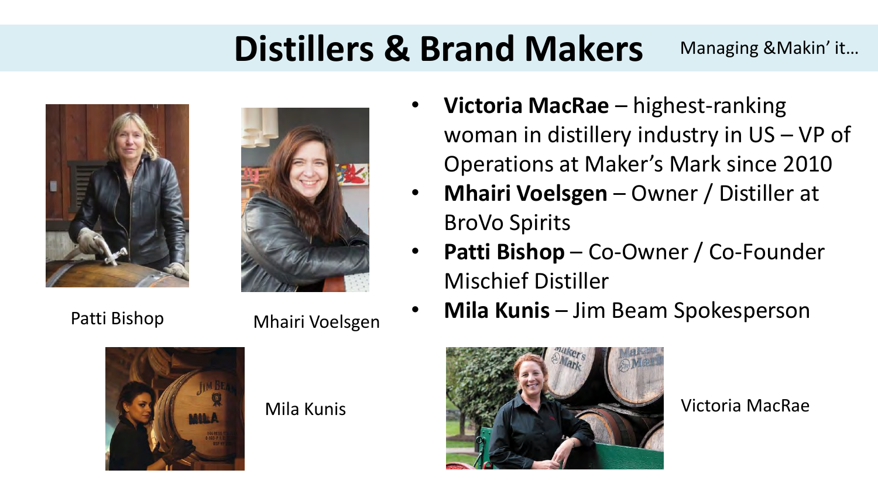# Distillers & Brand Makers

Managing &Makin' it…

- **Victoria MacRae** – highest-ranking woman in distillery industry in US – VP of Operations at Maker's Mark since 2010
- **Mhairi Voelsgen** – Owner / Distiller at BroVo Spirits
- **Patti Bishop** – Co-Owner / Co-Founder Mischief Distiller
- **Mila Kunis** – Jim Beam Spokesperson

Patti Bishop

Mhairi Voelsgen

Mila Kunis

Victoria MacRae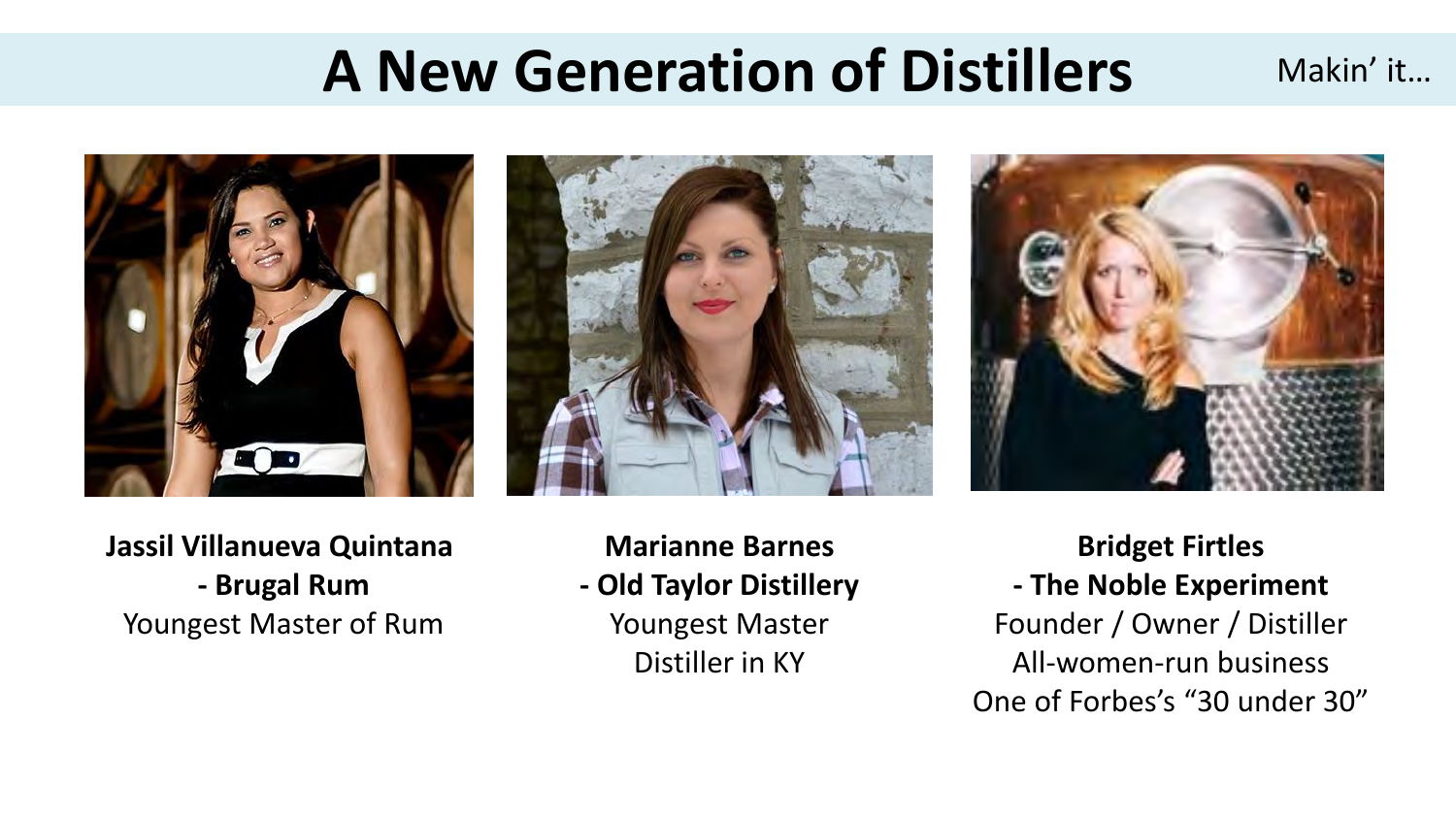# A New Generation of Distillers

Makin' it…

**Jassil Villanueva Quintana**
**- Brugal Rum**
Youngest Master of Rum

**Marianne Barnes**
**- Old Taylor Distillery**
Youngest Master Distiller in KY

**Bridget Firtles**
**- The Noble Experiment**
Founder / Owner / Distiller
All-women-run business
One of Forbes's "30 under 30"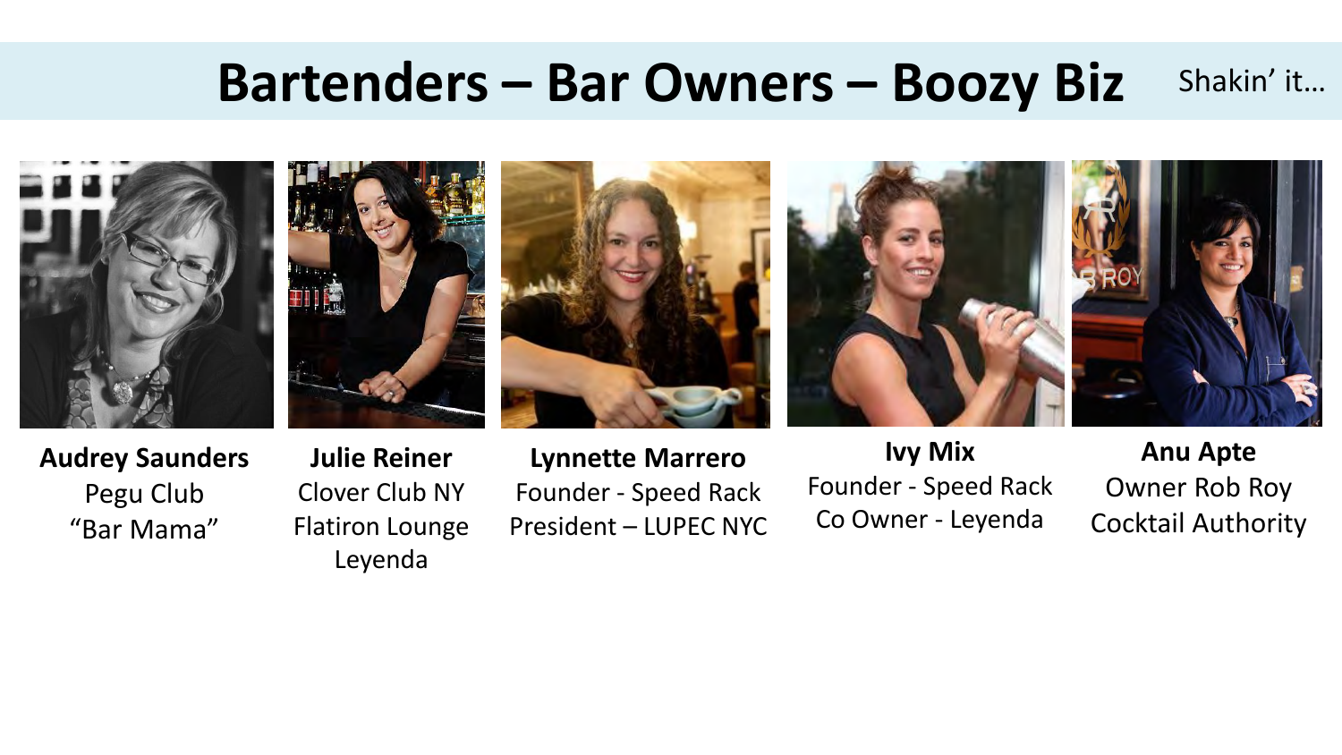# Bartenders – Bar Owners – Boozy Biz

Shakin' it…

**Audrey Saunders**
Pegu Club
"Bar Mama"

**Julie Reiner**
Clover Club NY
Flatiron Lounge
Leyenda

**Lynnette Marrero**
Founder - Speed Rack
President – LUPEC NYC

**Ivy Mix**
Founder - Speed Rack
Co Owner - Leyenda

**Anu Apte**
Owner Rob Roy
Cocktail Authority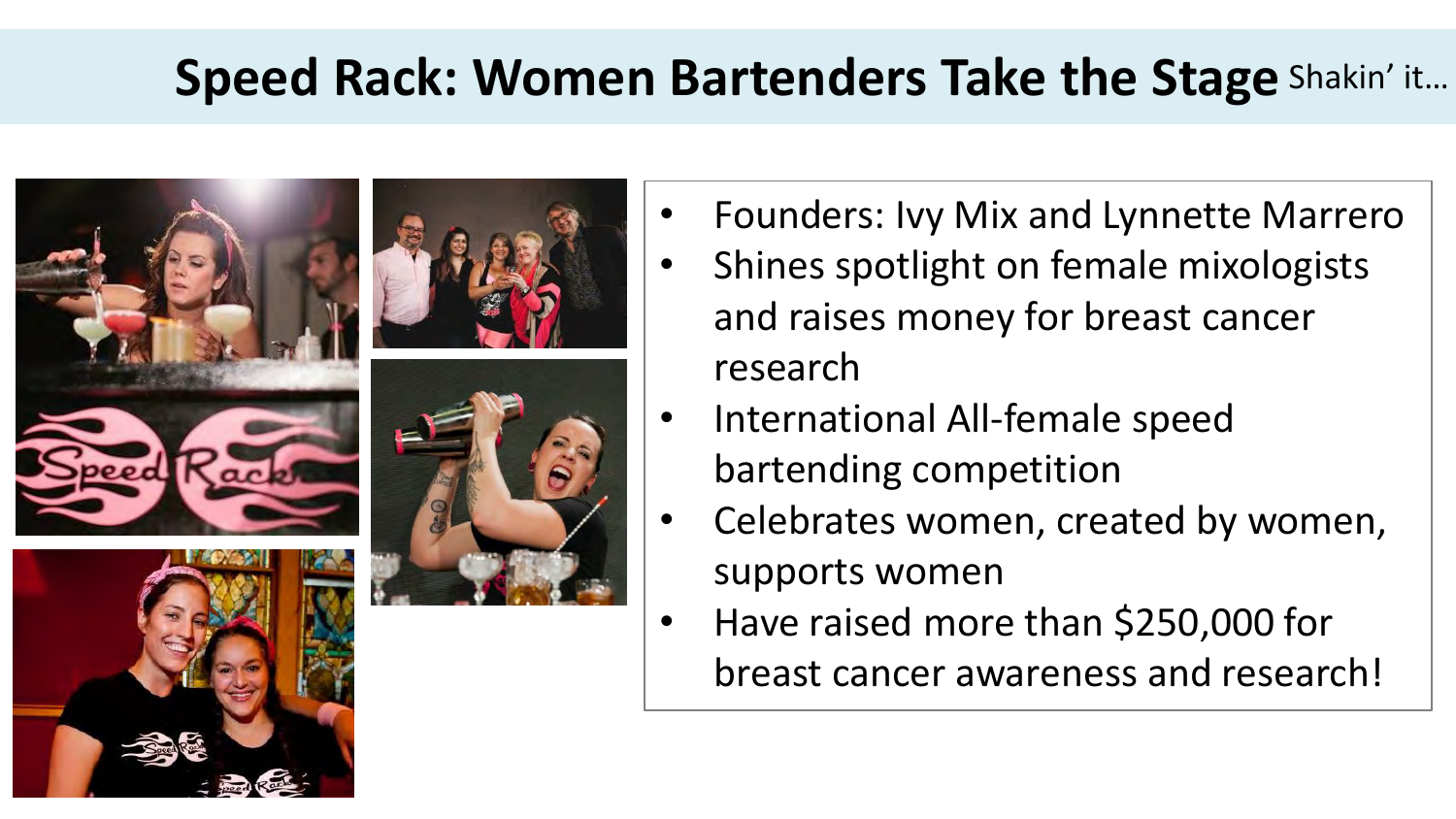# Speed Rack: Women Bartenders Take the Stage

Shakin' it…

- Founders: Ivy Mix and Lynnette Marrero
- Shines spotlight on female mixologists and raises money for breast cancer research
- International All-female speed bartending competition
- Celebrates women, created by women, supports women
- Have raised more than $250,000 for breast cancer awareness and research!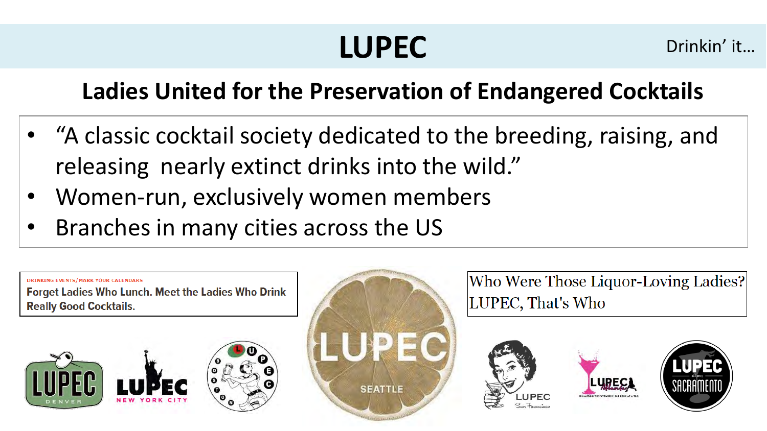# LUPEC

Drinkin' it…

## Ladies United for the Preservation of Endangered Cocktails

- "A classic cocktail society dedicated to the breeding, raising, and releasing nearly extinct drinks into the wild."
- Women-run, exclusively women members
- Branches in many cities across the US

DRINKING EVENTS/MARK YOUR CALENDARS

**Forget Ladies Who Lunch. Meet the Ladies Who Drink Really Good Cocktails.**

Who Were Those Liquor-Loving Ladies? LUPEC, That's Who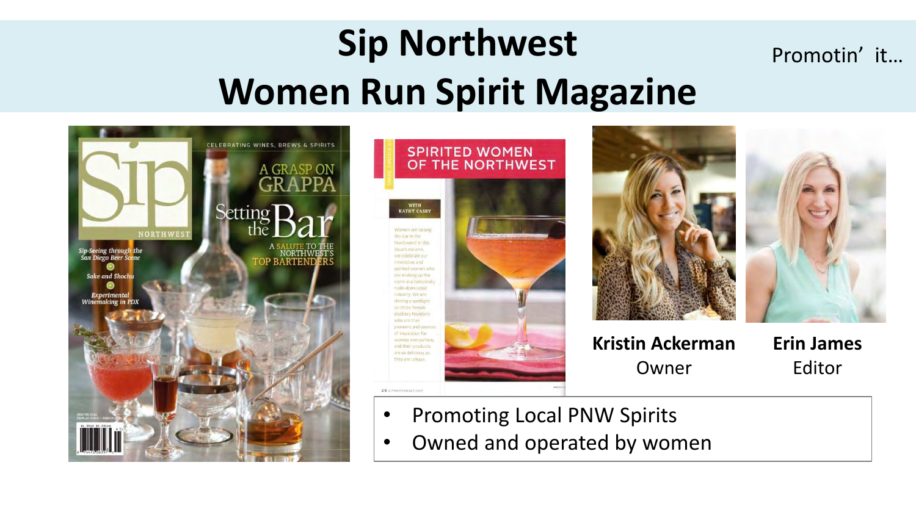# Sip Northwest

# Women Run Spirit Magazine

Promotin' it…

**Kristin Ackerman**
Owner

**Erin James**
Editor

- Promoting Local PNW Spirits
- Owned and operated by women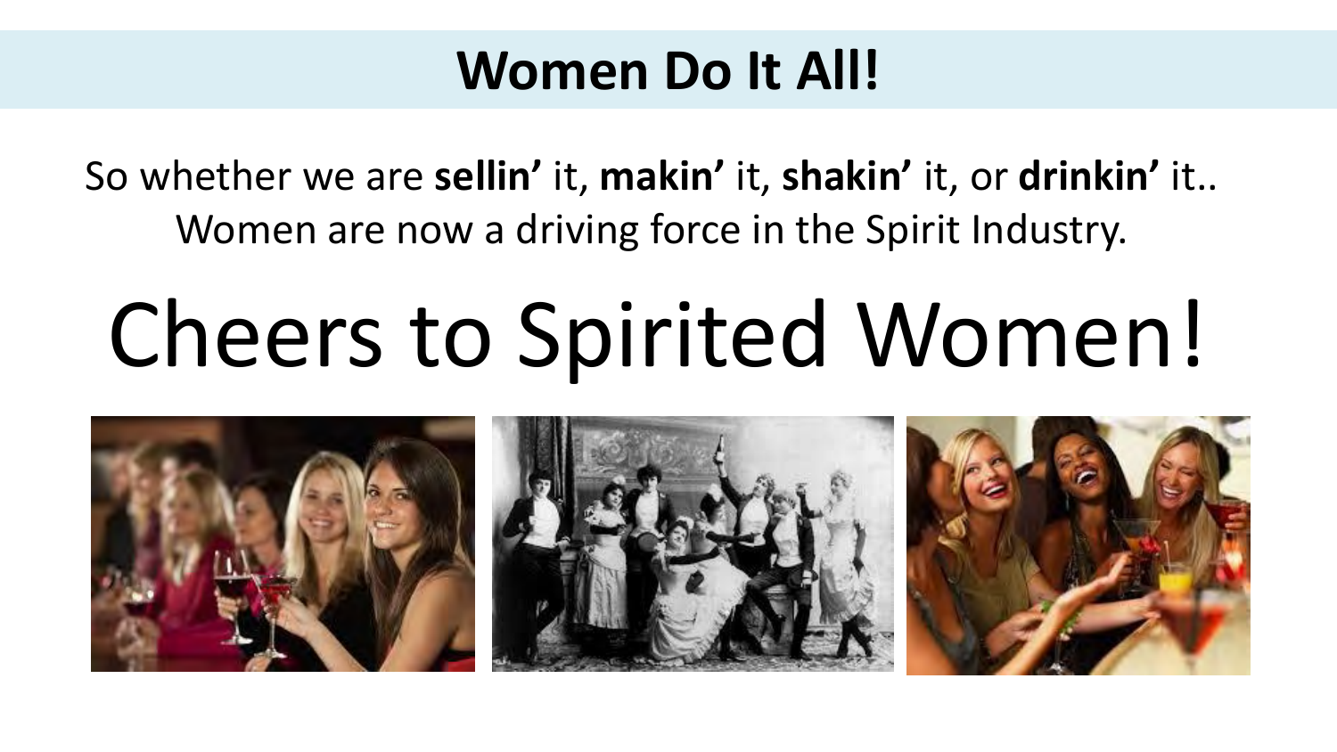# Women Do It All!

So whether we are **sellin'** it, **makin'** it, **shakin'** it, or **drinkin'** it..
Women are now a driving force in the Spirit Industry.

## Cheers to Spirited Women!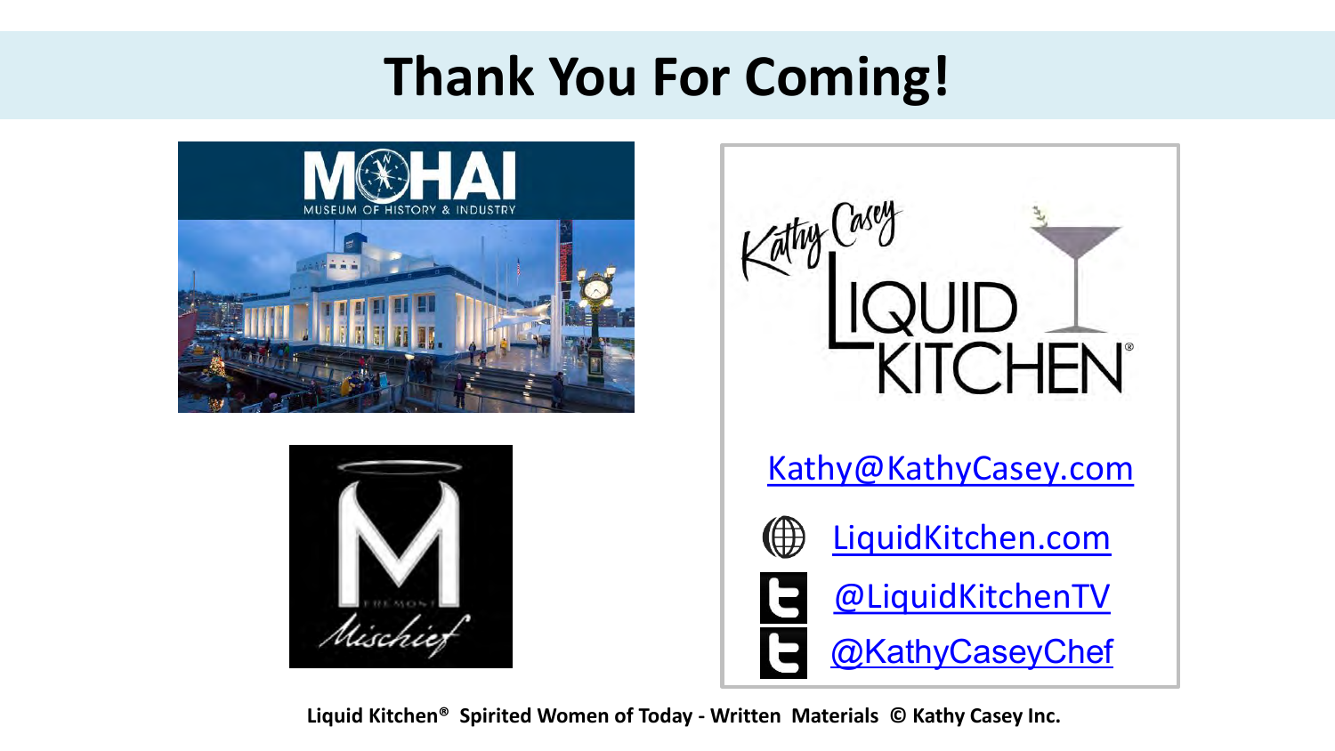# Thank You For Coming!

Kathy@KathyCasey.com

LiquidKitchen.com

@LiquidKitchenTV

@KathyCaseyChef